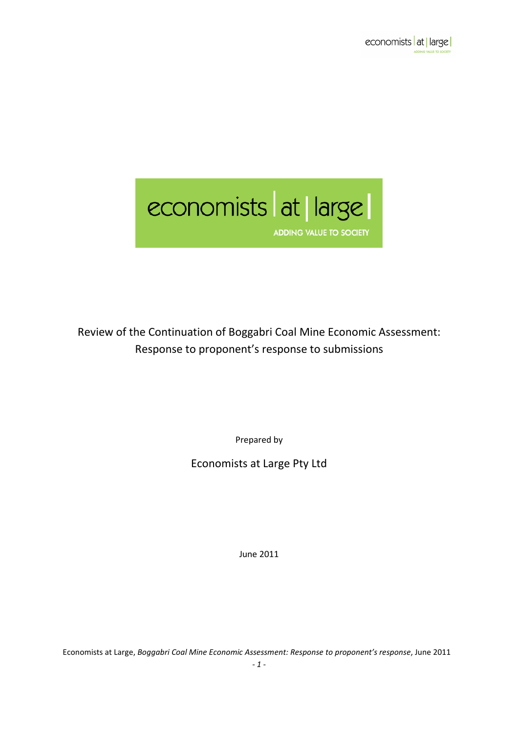economists | at | large |

ADDING VALUE TO SOCIETY

# Review of the Continuation of Boggabri Coal Mine Economic Assessment: Response to proponent's response to submissions

Prepared by

Economists at Large Pty Ltd

June 2011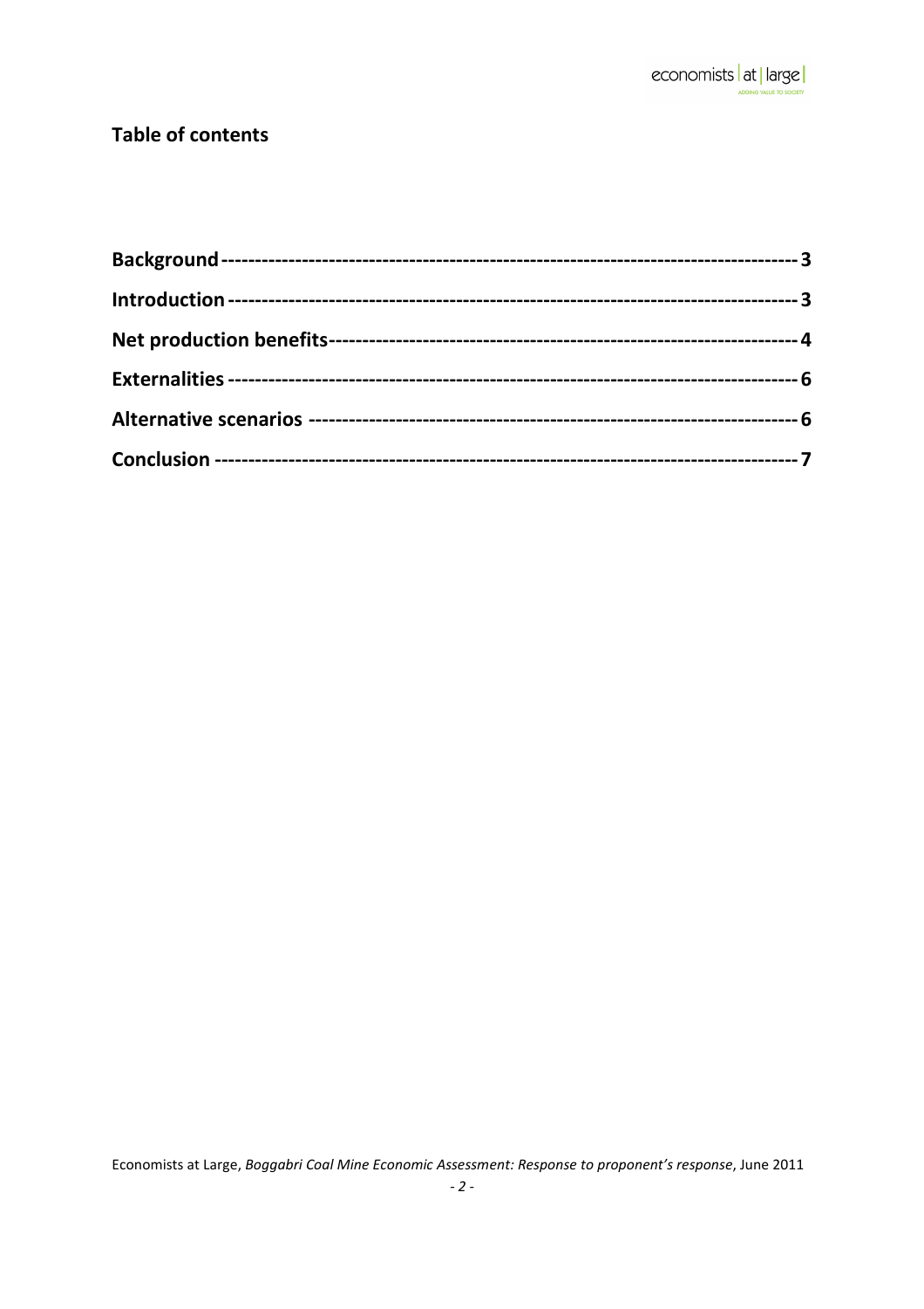## Table of contents

| | |
|---|---|
| **Background** | **3** |
| **Introduction** | **3** |
| **Net production benefits** | **4** |
| **Externalities** | **6** |
| **Alternative scenarios** | **6** |
| **Conclusion** | **7** |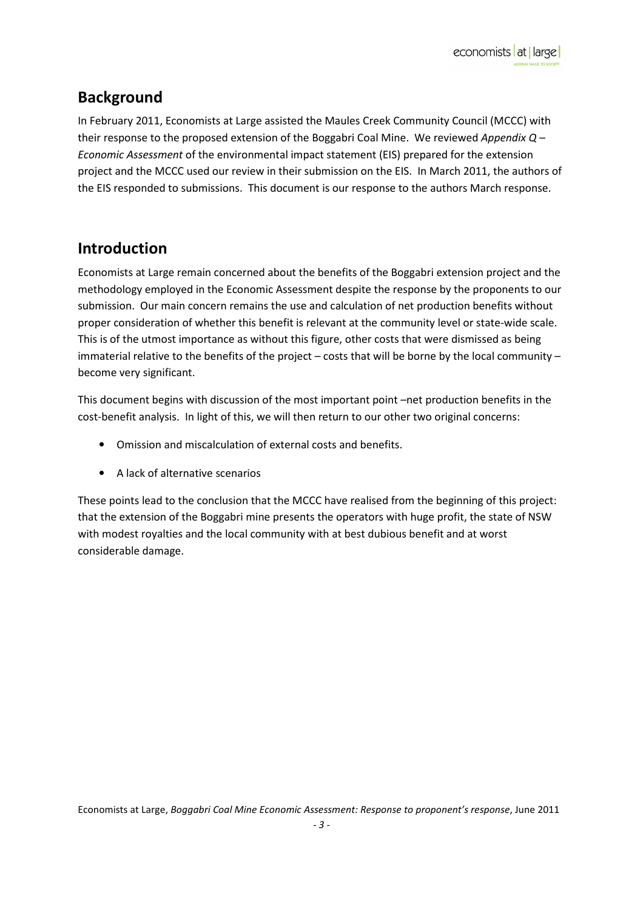## Background

In February 2011, Economists at Large assisted the Maules Creek Community Council (MCCC) with their response to the proposed extension of the Boggabri Coal Mine. We reviewed *Appendix Q – Economic Assessment* of the environmental impact statement (EIS) prepared for the extension project and the MCCC used our review in their submission on the EIS. In March 2011, the authors of the EIS responded to submissions. This document is our response to the authors March response.

## Introduction

Economists at Large remain concerned about the benefits of the Boggabri extension project and the methodology employed in the Economic Assessment despite the response by the proponents to our submission. Our main concern remains the use and calculation of net production benefits without proper consideration of whether this benefit is relevant at the community level or state-wide scale. This is of the utmost importance as without this figure, other costs that were dismissed as being immaterial relative to the benefits of the project – costs that will be borne by the local community – become very significant.

This document begins with discussion of the most important point –net production benefits in the cost-benefit analysis. In light of this, we will then return to our other two original concerns:

- Omission and miscalculation of external costs and benefits.
- A lack of alternative scenarios

These points lead to the conclusion that the MCCC have realised from the beginning of this project: that the extension of the Boggabri mine presents the operators with huge profit, the state of NSW with modest royalties and the local community with at best dubious benefit and at worst considerable damage.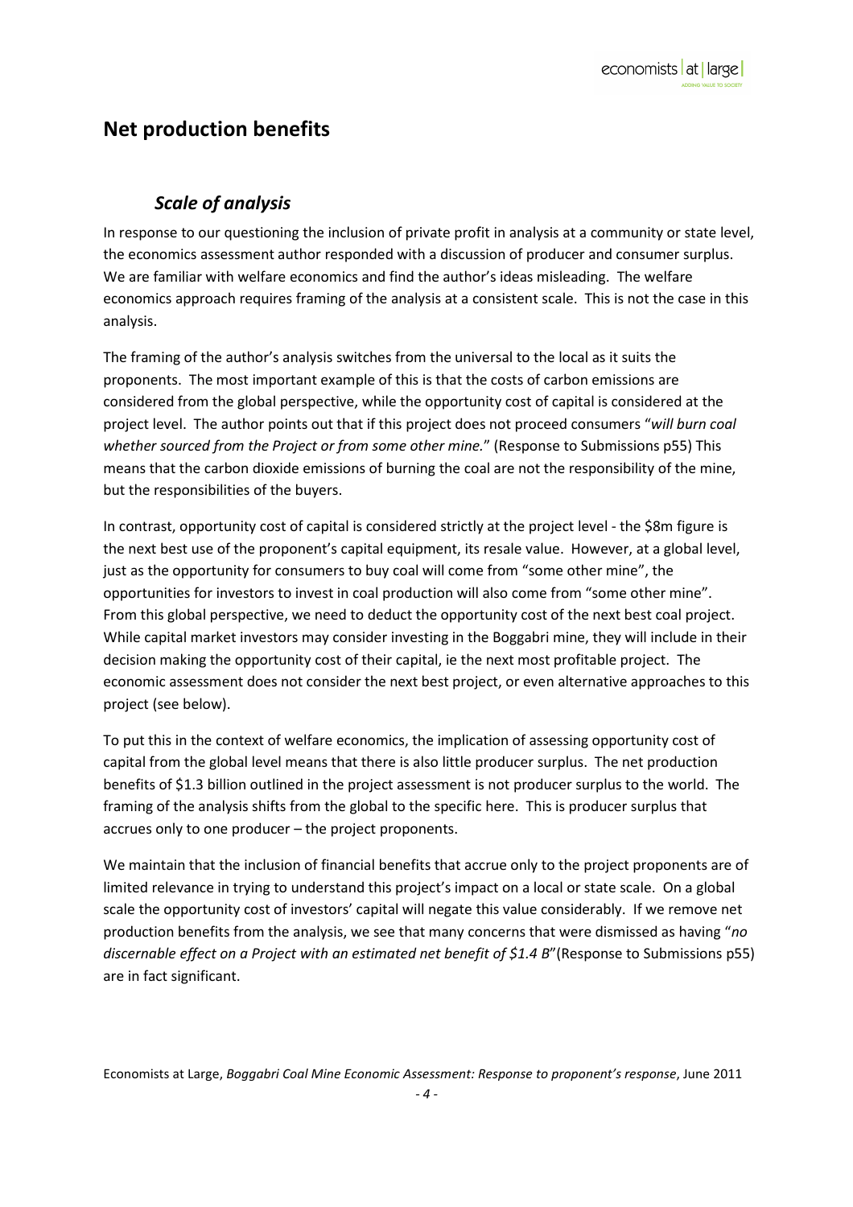# Net production benefits

## *Scale of analysis*

In response to our questioning the inclusion of private profit in analysis at a community or state level, the economics assessment author responded with a discussion of producer and consumer surplus. We are familiar with welfare economics and find the author's ideas misleading. The welfare economics approach requires framing of the analysis at a consistent scale. This is not the case in this analysis.

The framing of the author's analysis switches from the universal to the local as it suits the proponents. The most important example of this is that the costs of carbon emissions are considered from the global perspective, while the opportunity cost of capital is considered at the project level. The author points out that if this project does not proceed consumers "*will burn coal whether sourced from the Project or from some other mine.*" (Response to Submissions p55) This means that the carbon dioxide emissions of burning the coal are not the responsibility of the mine, but the responsibilities of the buyers.

In contrast, opportunity cost of capital is considered strictly at the project level - the $8m figure is the next best use of the proponent's capital equipment, its resale value. However, at a global level, just as the opportunity for consumers to buy coal will come from "some other mine", the opportunities for investors to invest in coal production will also come from "some other mine". From this global perspective, we need to deduct the opportunity cost of the next best coal project. While capital market investors may consider investing in the Boggabri mine, they will include in their decision making the opportunity cost of their capital, ie the next most profitable project. The economic assessment does not consider the next best project, or even alternative approaches to this project (see below).

To put this in the context of welfare economics, the implication of assessing opportunity cost of capital from the global level means that there is also little producer surplus. The net production benefits of $1.3 billion outlined in the project assessment is not producer surplus to the world. The framing of the analysis shifts from the global to the specific here. This is producer surplus that accrues only to one producer – the project proponents.

We maintain that the inclusion of financial benefits that accrue only to the project proponents are of limited relevance in trying to understand this project's impact on a local or state scale. On a global scale the opportunity cost of investors' capital will negate this value considerably. If we remove net production benefits from the analysis, we see that many concerns that were dismissed as having "*no discernable effect on a Project with an estimated net benefit of $1.4 B*"(Response to Submissions p55) are in fact significant.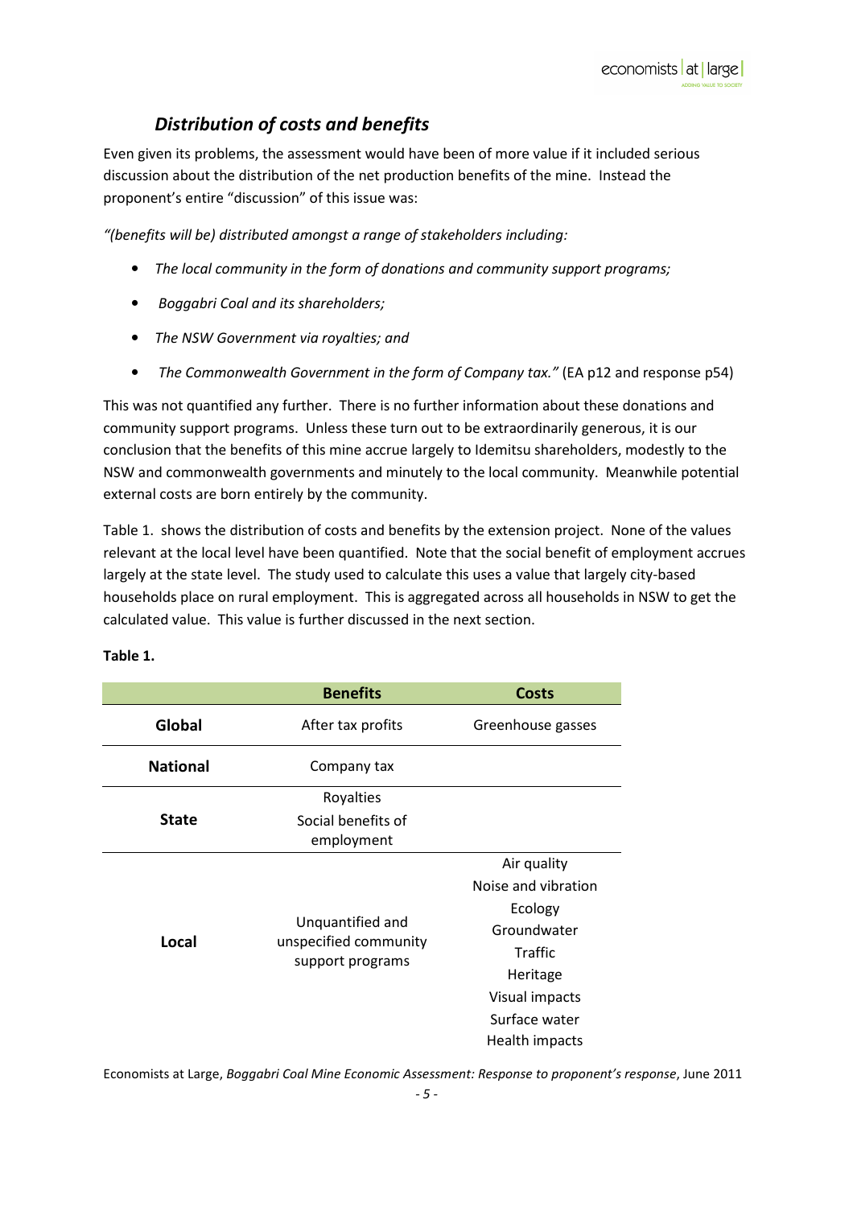## *Distribution of costs and benefits*

Even given its problems, the assessment would have been of more value if it included serious discussion about the distribution of the net production benefits of the mine. Instead the proponent's entire "discussion" of this issue was:

*"(benefits will be) distributed amongst a range of stakeholders including:*

- *The local community in the form of donations and community support programs;*
- *Boggabri Coal and its shareholders;*
- *The NSW Government via royalties; and*
- *The Commonwealth Government in the form of Company tax."* (EA p12 and response p54)

This was not quantified any further. There is no further information about these donations and community support programs. Unless these turn out to be extraordinarily generous, it is our conclusion that the benefits of this mine accrue largely to Idemitsu shareholders, modestly to the NSW and commonwealth governments and minutely to the local community. Meanwhile potential external costs are born entirely by the community.

Table 1. shows the distribution of costs and benefits by the extension project. None of the values relevant at the local level have been quantified. Note that the social benefit of employment accrues largely at the state level. The study used to calculate this uses a value that largely city-based households place on rural employment. This is aggregated across all households in NSW to get the calculated value. This value is further discussed in the next section.

**Table 1.**

| | Benefits | Costs |
|---|---|---|
| **Global** | After tax profits | Greenhouse gasses |
| **National** | Company tax | |
| **State** | Royalties<br>Social benefits of employment | |
| **Local** | Unquantified and unspecified community support programs | Air quality<br>Noise and vibration<br>Ecology<br>Groundwater<br>Traffic<br>Heritage<br>Visual impacts<br>Surface water<br>Health impacts |

Economists at Large, *Boggabri Coal Mine Economic Assessment: Response to proponent's response*, June 2011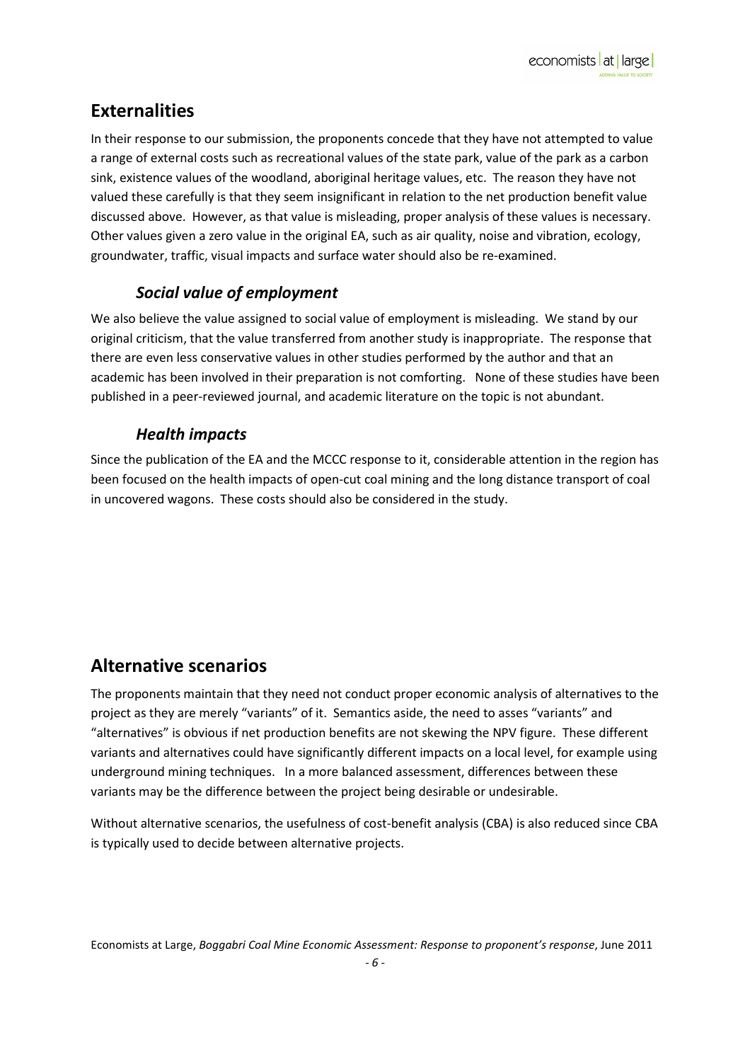## Externalities

In their response to our submission, the proponents concede that they have not attempted to value a range of external costs such as recreational values of the state park, value of the park as a carbon sink, existence values of the woodland, aboriginal heritage values, etc. The reason they have not valued these carefully is that they seem insignificant in relation to the net production benefit value discussed above. However, as that value is misleading, proper analysis of these values is necessary. Other values given a zero value in the original EA, such as air quality, noise and vibration, ecology, groundwater, traffic, visual impacts and surface water should also be re-examined.

### *Social value of employment*

We also believe the value assigned to social value of employment is misleading. We stand by our original criticism, that the value transferred from another study is inappropriate. The response that there are even less conservative values in other studies performed by the author and that an academic has been involved in their preparation is not comforting. None of these studies have been published in a peer-reviewed journal, and academic literature on the topic is not abundant.

### *Health impacts*

Since the publication of the EA and the MCCC response to it, considerable attention in the region has been focused on the health impacts of open-cut coal mining and the long distance transport of coal in uncovered wagons. These costs should also be considered in the study.

## Alternative scenarios

The proponents maintain that they need not conduct proper economic analysis of alternatives to the project as they are merely "variants" of it. Semantics aside, the need to asses "variants" and "alternatives" is obvious if net production benefits are not skewing the NPV figure. These different variants and alternatives could have significantly different impacts on a local level, for example using underground mining techniques. In a more balanced assessment, differences between these variants may be the difference between the project being desirable or undesirable.

Without alternative scenarios, the usefulness of cost-benefit analysis (CBA) is also reduced since CBA is typically used to decide between alternative projects.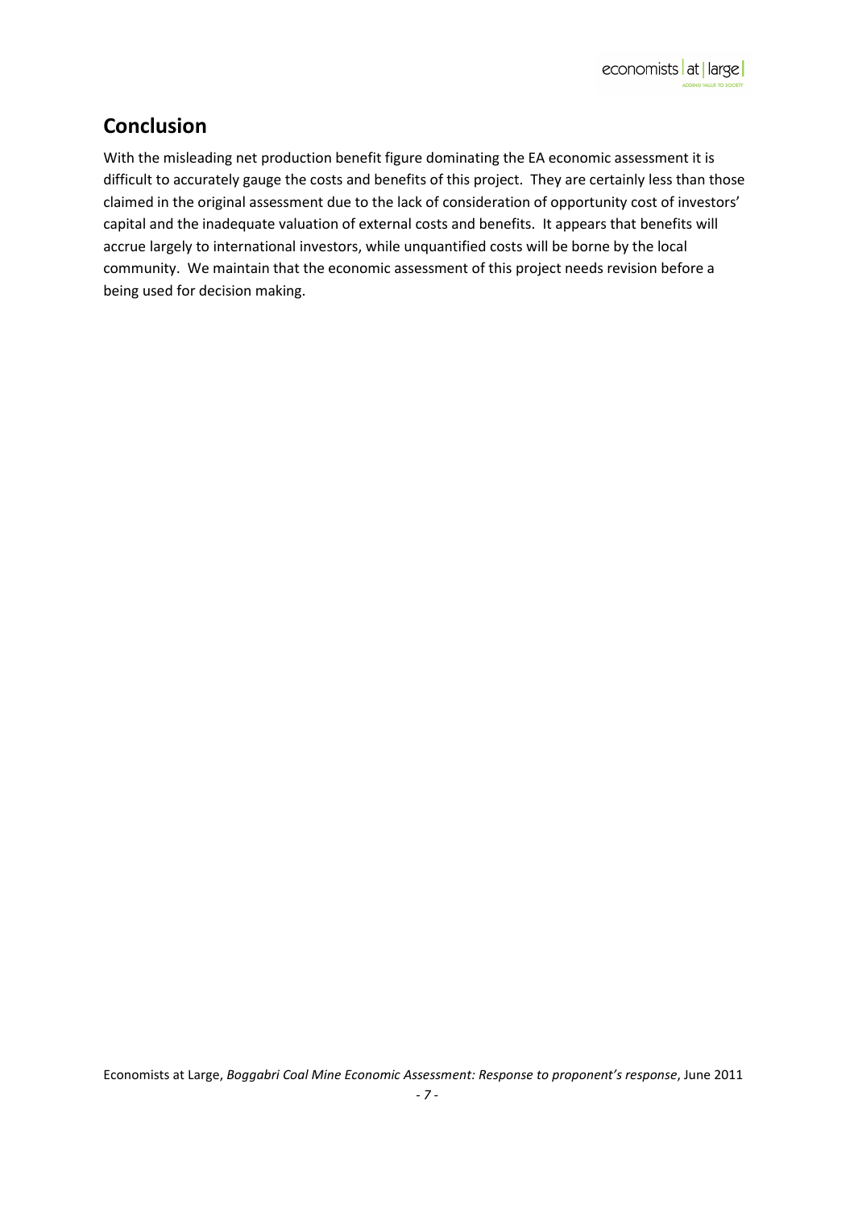## Conclusion

With the misleading net production benefit figure dominating the EA economic assessment it is difficult to accurately gauge the costs and benefits of this project. They are certainly less than those claimed in the original assessment due to the lack of consideration of opportunity cost of investors' capital and the inadequate valuation of external costs and benefits. It appears that benefits will accrue largely to international investors, while unquantified costs will be borne by the local community. We maintain that the economic assessment of this project needs revision before a being used for decision making.